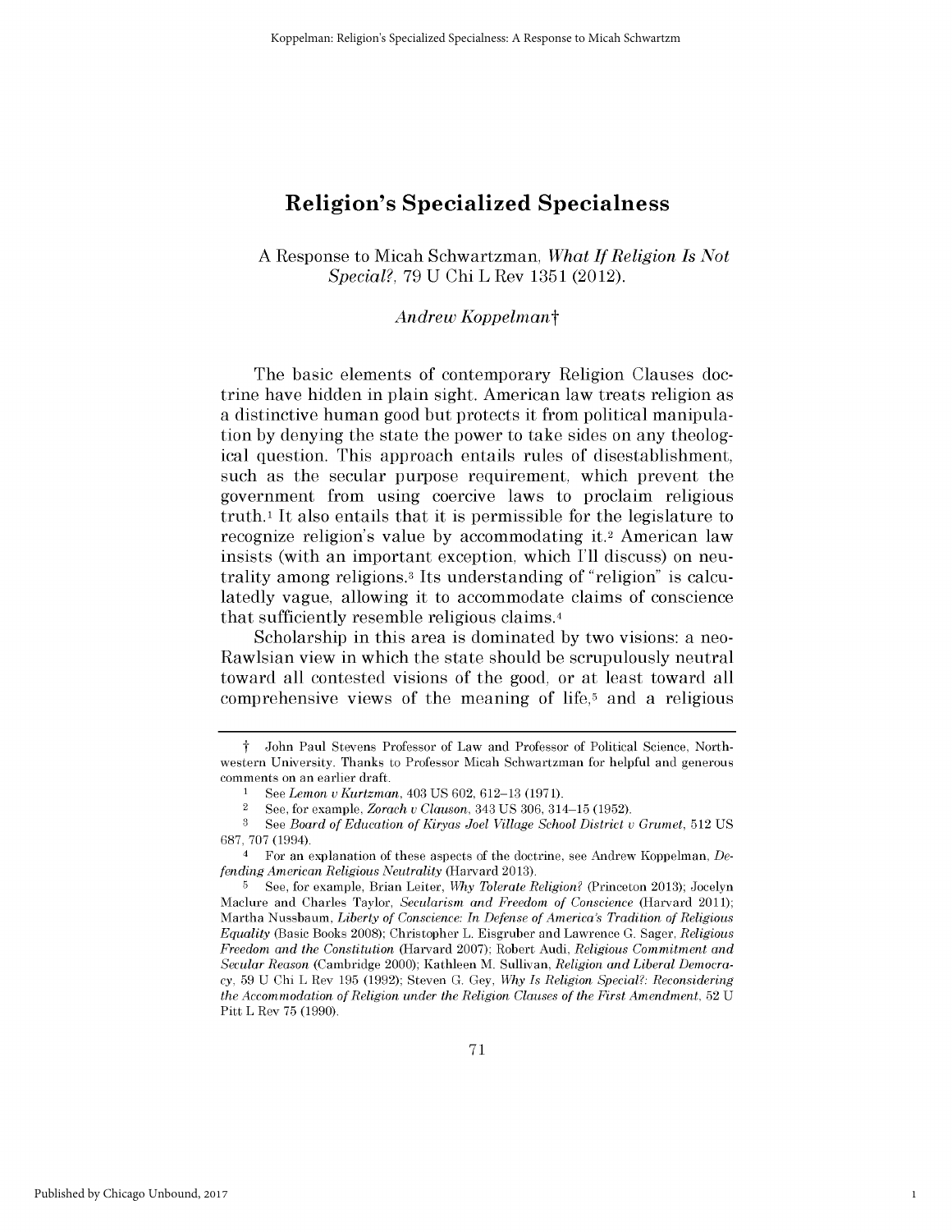# Religion's Specialized Specialness

A Response to Micah Schwartzman, *What If Religion Is Not Special?*, 79 U Chi L Rev 1351 (2012).

*Andrew Koppelman*†

The basic elements of contemporary Religion Clauses doctrine have hidden in plain sight. American law treats religion as a distinctive human good but protects it from political manipulation by denying the state the power to take sides on any theological question. This approach entails rules of disestablishment, such as the secular purpose requirement, which prevent the government from using coercive laws to proclaim religious truth.[1] It also entails that it is permissible for the legislature to recognize religion's value by accommodating it.[2] American law insists (with an important exception, which I'll discuss) on neutrality among religions.[3] Its understanding of "religion" is calculatedly vague, allowing it to accommodate claims of conscience that sufficiently resemble religious claims.[4]

Scholarship in this area is dominated by two visions: a neo-Rawlsian view in which the state should be scrupulously neutral toward all contested visions of the good, or at least toward all comprehensive views of the meaning of life,[5] and a religious

---

† John Paul Stevens Professor of Law and Professor of Political Science, Northwestern University. Thanks to Professor Micah Schwartzman for helpful and generous comments on an earlier draft.

[1] See *Lemon v Kurtzman*, 403 US 602, 612–13 (1971).

[2] See, for example, *Zorach v Clauson*, 343 US 306, 314–15 (1952).

[3] See *Board of Education of Kiryas Joel Village School District v Grumet*, 512 US 687, 707 (1994).

[4] For an explanation of these aspects of the doctrine, see Andrew Koppelman, *Defending American Religious Neutrality* (Harvard 2013).

[5] See, for example, Brian Leiter, *Why Tolerate Religion?* (Princeton 2013); Jocelyn Maclure and Charles Taylor, *Secularism and Freedom of Conscience* (Harvard 2011); Martha Nussbaum, *Liberty of Conscience: In Defense of America's Tradition of Religious Equality* (Basic Books 2008); Christopher L. Eisgruber and Lawrence G. Sager, *Religious Freedom and the Constitution* (Harvard 2007); Robert Audi, *Religious Commitment and Secular Reason* (Cambridge 2000); Kathleen M. Sullivan, *Religion and Liberal Democracy*, 59 U Chi L Rev 195 (1992); Steven G. Gey, *Why Is Religion Special?: Reconsidering the Accommodation of Religion under the Religion Clauses of the First Amendment*, 52 U Pitt L Rev 75 (1990).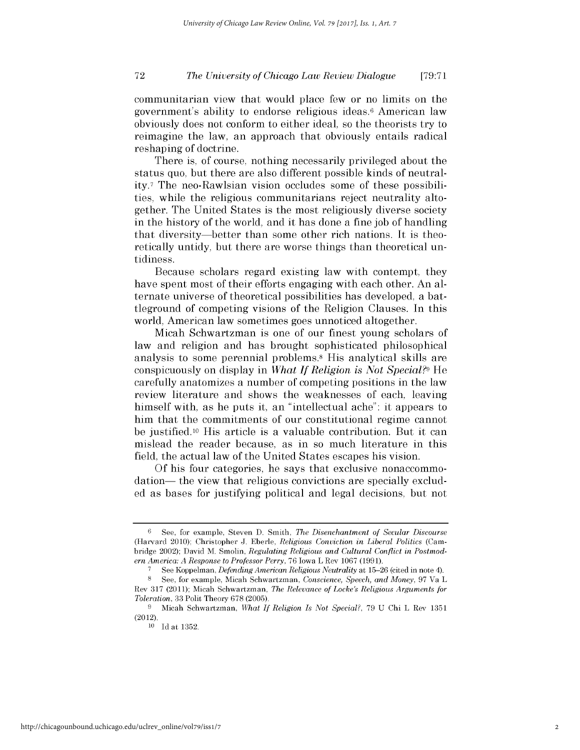communitarian view that would place few or no limits on the government's ability to endorse religious ideas.[6] American law obviously does not conform to either ideal, so the theorists try to reimagine the law, an approach that obviously entails radical reshaping of doctrine.

There is, of course, nothing necessarily privileged about the status quo, but there are also different possible kinds of neutrality.[7] The neo-Rawlsian vision occludes some of these possibilities, while the religious communitarians reject neutrality altogether. The United States is the most religiously diverse society in the history of the world, and it has done a fine job of handling that diversity—better than some other rich nations. It is theoretically untidy, but there are worse things than theoretical untidiness.

Because scholars regard existing law with contempt, they have spent most of their efforts engaging with each other. An alternate universe of theoretical possibilities has developed, a battleground of competing visions of the Religion Clauses. In this world, American law sometimes goes unnoticed altogether.

Micah Schwartzman is one of our finest young scholars of law and religion and has brought sophisticated philosophical analysis to some perennial problems.[8] His analytical skills are conspicuously on display in *What If Religion is Not Special?*[9] He carefully anatomizes a number of competing positions in the law review literature and shows the weaknesses of each, leaving himself with, as he puts it, an "intellectual ache": it appears to him that the commitments of our constitutional regime cannot be justified.[10] His article is a valuable contribution. But it can mislead the reader because, as in so much literature in this field, the actual law of the United States escapes his vision.

Of his four categories, he says that exclusive nonaccommodation— the view that religious convictions are specially excluded as bases for justifying political and legal decisions, but not

---

[6] See, for example, Steven D. Smith, *The Disenchantment of Secular Discourse* (Harvard 2010); Christopher J. Eberle, *Religious Conviction in Liberal Politics* (Cambridge 2002); David M. Smolin, *Regulating Religious and Cultural Conflict in Postmodern America: A Response to Professor Perry*, 76 Iowa L Rev 1067 (1991).

[7] See Koppelman, *Defending American Religious Neutrality* at 15–26 (cited in note 4).

[8] See, for example, Micah Schwartzman, *Conscience, Speech, and Money*, 97 Va L Rev 317 (2011); Micah Schwartzman, *The Relevance of Locke's Religious Arguments for Toleration*, 33 Polit Theory 678 (2005).

[9] Micah Schwartzman, *What If Religion Is Not Special?*, 79 U Chi L Rev 1351 (2012).

[10] Id at 1352.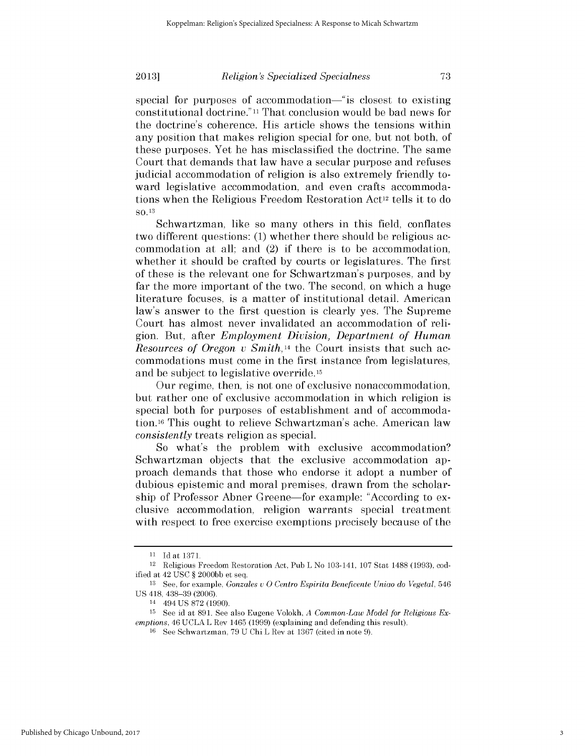special for purposes of accommodation—"is closest to existing constitutional doctrine."[11] That conclusion would be bad news for the doctrine's coherence. His article shows the tensions within any position that makes religion special for one, but not both, of these purposes. Yet he has misclassified the doctrine. The same Court that demands that law have a secular purpose and refuses judicial accommodation of religion is also extremely friendly toward legislative accommodation, and even crafts accommodations when the Religious Freedom Restoration Act[12] tells it to do so.[13]

Schwartzman, like so many others in this field, conflates two different questions: (1) whether there should be religious accommodation at all; and (2) if there is to be accommodation, whether it should be crafted by courts or legislatures. The first of these is the relevant one for Schwartzman's purposes, and by far the more important of the two. The second, on which a huge literature focuses, is a matter of institutional detail. American law's answer to the first question is clearly yes. The Supreme Court has almost never invalidated an accommodation of religion. But, after *Employment Division, Department of Human Resources of Oregon v Smith*,[14] the Court insists that such accommodations must come in the first instance from legislatures, and be subject to legislative override.[15]

Our regime, then, is not one of exclusive nonaccommodation, but rather one of exclusive accommodation in which religion is special both for purposes of establishment and of accommodation.[16] This ought to relieve Schwartzman's ache. American law *consistently* treats religion as special.

So what's the problem with exclusive accommodation? Schwartzman objects that the exclusive accommodation approach demands that those who endorse it adopt a number of dubious epistemic and moral premises, drawn from the scholarship of Professor Abner Greene—for example: "According to exclusive accommodation, religion warrants special treatment with respect to free exercise exemptions precisely because of the

---

[11] Id at 1371.

[12] Religious Freedom Restoration Act, Pub L No 103-141, 107 Stat 1488 (1993), codified at 42 USC § 2000bb et seq.

[13] See, for example, *Gonzales v O Centro Espirita Beneficente Uniao do Vegetal*, 546 US 418, 438–39 (2006).

[14] 494 US 872 (1990).

[15] See id at 891. See also Eugene Volokh, *A Common-Law Model for Religious Exemptions*, 46 UCLA L Rev 1465 (1999) (explaining and defending this result).

[16] See Schwartzman, 79 U Chi L Rev at 1367 (cited in note 9).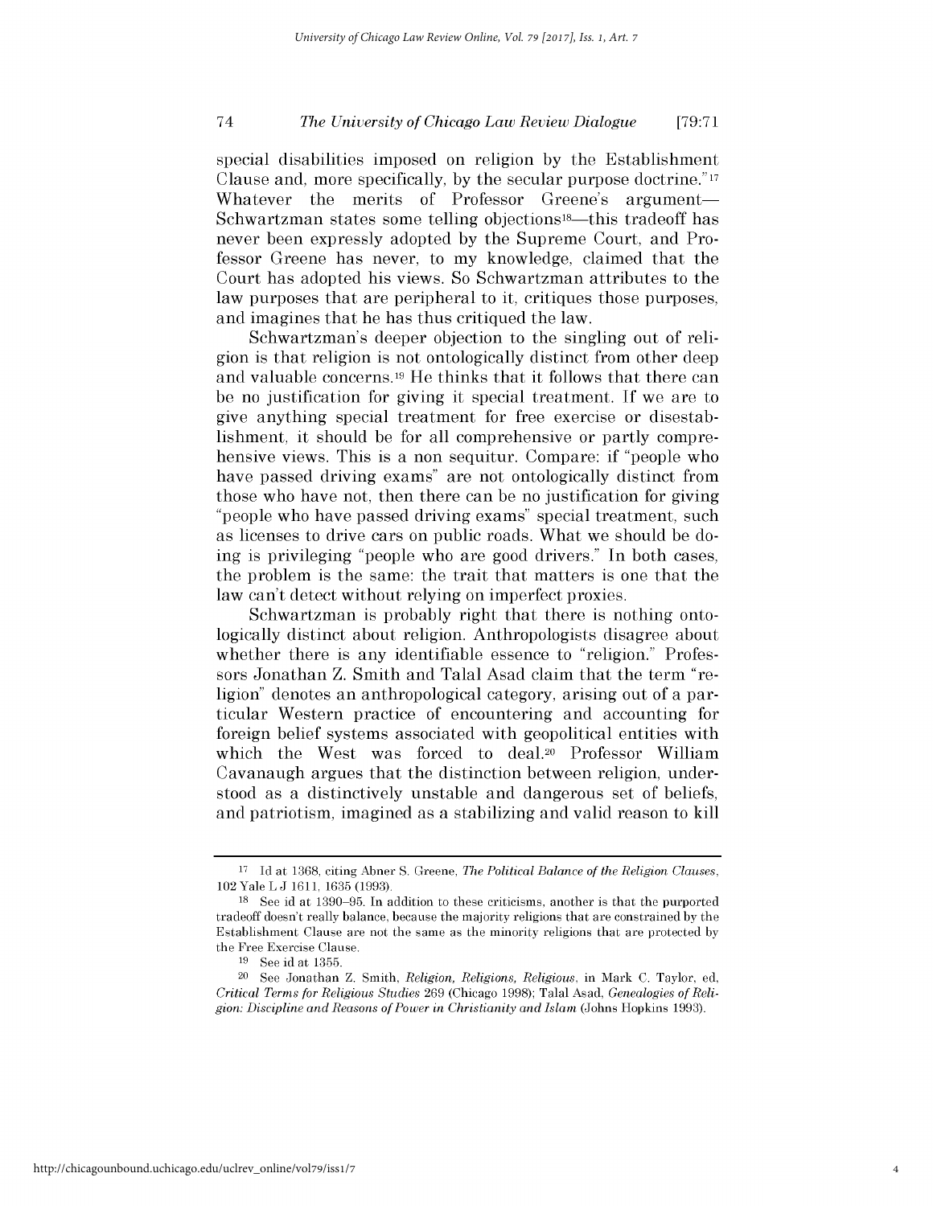special disabilities imposed on religion by the Establishment Clause and, more specifically, by the secular purpose doctrine."[17] Whatever the merits of Professor Greene's argument—Schwartzman states some telling objections[18]—this tradeoff has never been expressly adopted by the Supreme Court, and Professor Greene has never, to my knowledge, claimed that the Court has adopted his views. So Schwartzman attributes to the law purposes that are peripheral to it, critiques those purposes, and imagines that he has thus critiqued the law.

Schwartzman's deeper objection to the singling out of religion is that religion is not ontologically distinct from other deep and valuable concerns.[19] He thinks that it follows that there can be no justification for giving it special treatment. If we are to give anything special treatment for free exercise or disestablishment, it should be for all comprehensive or partly comprehensive views. This is a non sequitur. Compare: if "people who have passed driving exams" are not ontologically distinct from those who have not, then there can be no justification for giving "people who have passed driving exams" special treatment, such as licenses to drive cars on public roads. What we should be doing is privileging "people who are good drivers." In both cases, the problem is the same: the trait that matters is one that the law can't detect without relying on imperfect proxies.

Schwartzman is probably right that there is nothing ontologically distinct about religion. Anthropologists disagree about whether there is any identifiable essence to "religion." Professors Jonathan Z. Smith and Talal Asad claim that the term "religion" denotes an anthropological category, arising out of a particular Western practice of encountering and accounting for foreign belief systems associated with geopolitical entities with which the West was forced to deal.[20] Professor William Cavanaugh argues that the distinction between religion, understood as a distinctively unstable and dangerous set of beliefs, and patriotism, imagined as a stabilizing and valid reason to kill

---

[17] Id at 1368, citing Abner S. Greene, *The Political Balance of the Religion Clauses*, 102 Yale L J 1611, 1635 (1993).

[18] See id at 1390–95. In addition to these criticisms, another is that the purported tradeoff doesn't really balance, because the majority religions that are constrained by the Establishment Clause are not the same as the minority religions that are protected by the Free Exercise Clause.

[19] See id at 1355.

[20] See Jonathan Z. Smith, *Religion, Religions, Religious*, in Mark C. Taylor, ed, *Critical Terms for Religious Studies* 269 (Chicago 1998); Talal Asad, *Genealogies of Religion: Discipline and Reasons of Power in Christianity and Islam* (Johns Hopkins 1993).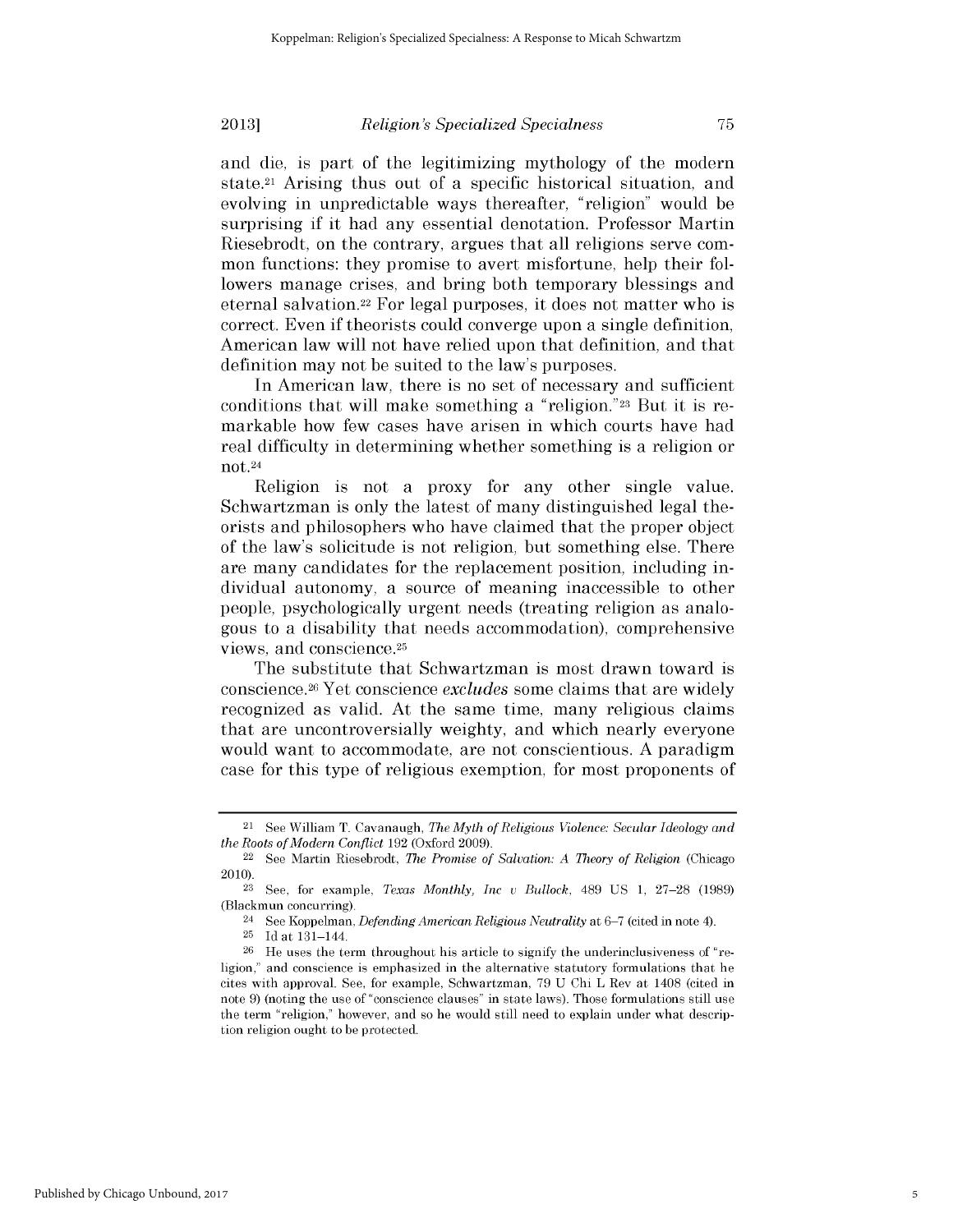and die, is part of the legitimizing mythology of the modern state.[21] Arising thus out of a specific historical situation, and evolving in unpredictable ways thereafter, "religion" would be surprising if it had any essential denotation. Professor Martin Riesebrodt, on the contrary, argues that all religions serve common functions: they promise to avert misfortune, help their followers manage crises, and bring both temporary blessings and eternal salvation.[22] For legal purposes, it does not matter who is correct. Even if theorists could converge upon a single definition, American law will not have relied upon that definition, and that definition may not be suited to the law's purposes.

In American law, there is no set of necessary and sufficient conditions that will make something a "religion."[23] But it is remarkable how few cases have arisen in which courts have had real difficulty in determining whether something is a religion or not.[24]

Religion is not a proxy for any other single value. Schwartzman is only the latest of many distinguished legal theorists and philosophers who have claimed that the proper object of the law's solicitude is not religion, but something else. There are many candidates for the replacement position, including individual autonomy, a source of meaning inaccessible to other people, psychologically urgent needs (treating religion as analogous to a disability that needs accommodation), comprehensive views, and conscience.[25]

The substitute that Schwartzman is most drawn toward is conscience.[26] Yet conscience *excludes* some claims that are widely recognized as valid. At the same time, many religious claims that are uncontroversially weighty, and which nearly everyone would want to accommodate, are not conscientious. A paradigm case for this type of religious exemption, for most proponents of

---

[21] See William T. Cavanaugh, *The Myth of Religious Violence: Secular Ideology and the Roots of Modern Conflict* 192 (Oxford 2009).

[22] See Martin Riesebrodt, *The Promise of Salvation: A Theory of Religion* (Chicago 2010).

[23] See, for example, *Texas Monthly, Inc v Bullock*, 489 US 1, 27–28 (1989) (Blackmun concurring).

[24] See Koppelman, *Defending American Religious Neutrality* at 6–7 (cited in note 4).

[25] Id at 131–144.

[26] He uses the term throughout his article to signify the underinclusiveness of "religion," and conscience is emphasized in the alternative statutory formulations that he cites with approval. See, for example, Schwartzman, 79 U Chi L Rev at 1408 (cited in note 9) (noting the use of "conscience clauses" in state laws). Those formulations still use the term "religion," however, and so he would still need to explain under what description religion ought to be protected.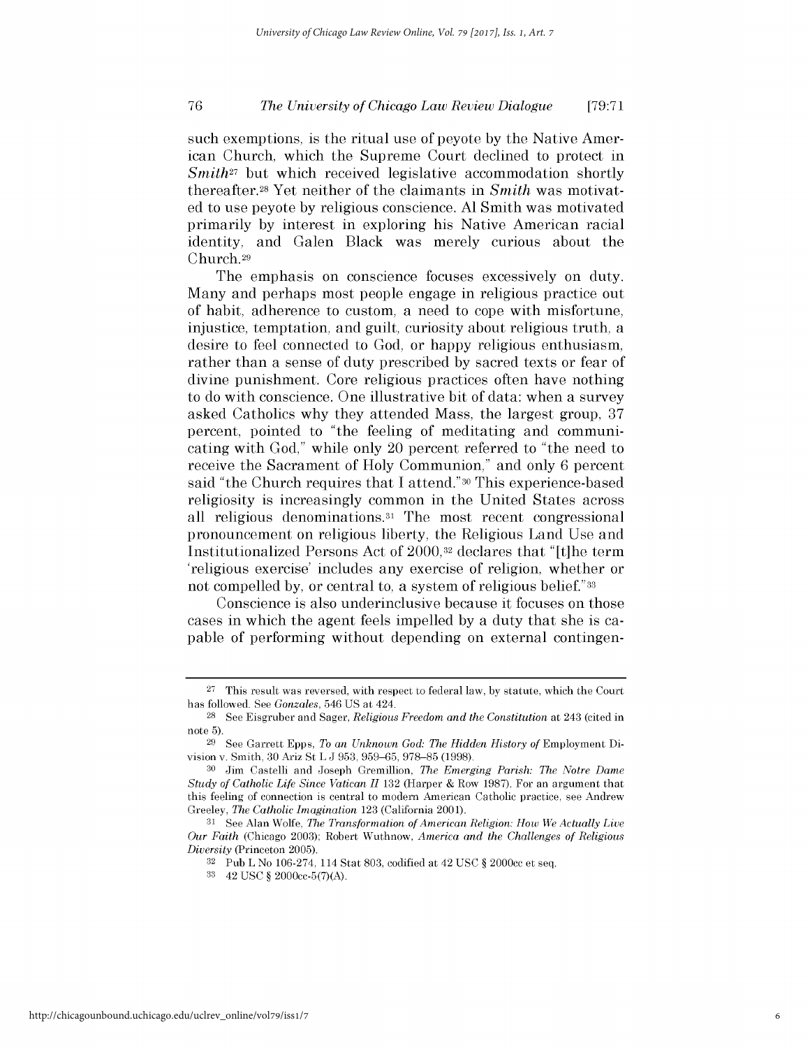such exemptions, is the ritual use of peyote by the Native American Church, which the Supreme Court declined to protect in *Smith*[27] but which received legislative accommodation shortly thereafter.[28] Yet neither of the claimants in *Smith* was motivated to use peyote by religious conscience. Al Smith was motivated primarily by interest in exploring his Native American racial identity, and Galen Black was merely curious about the Church.[29]

The emphasis on conscience focuses excessively on duty. Many and perhaps most people engage in religious practice out of habit, adherence to custom, a need to cope with misfortune, injustice, temptation, and guilt, curiosity about religious truth, a desire to feel connected to God, or happy religious enthusiasm, rather than a sense of duty prescribed by sacred texts or fear of divine punishment. Core religious practices often have nothing to do with conscience. One illustrative bit of data: when a survey asked Catholics why they attended Mass, the largest group, 37 percent, pointed to "the feeling of meditating and communicating with God," while only 20 percent referred to "the need to receive the Sacrament of Holy Communion," and only 6 percent said "the Church requires that I attend."[30] This experience-based religiosity is increasingly common in the United States across all religious denominations.[31] The most recent congressional pronouncement on religious liberty, the Religious Land Use and Institutionalized Persons Act of 2000,[32] declares that "[t]he term 'religious exercise' includes any exercise of religion, whether or not compelled by, or central to, a system of religious belief."[33]

Conscience is also underinclusive because it focuses on those cases in which the agent feels impelled by a duty that she is capable of performing without depending on external contingen-

---

[27] This result was reversed, with respect to federal law, by statute, which the Court has followed. See *Gonzales*, 546 US at 424.

[28] See Eisgruber and Sager, *Religious Freedom and the Constitution* at 243 (cited in note 5).

[29] See Garrett Epps, *To an Unknown God: The Hidden History of* Employment Division v. Smith, 30 Ariz St L J 953, 959–65, 978–85 (1998).

[30] Jim Castelli and Joseph Gremillion, *The Emerging Parish: The Notre Dame Study of Catholic Life Since Vatican II* 132 (Harper & Row 1987). For an argument that this feeling of connection is central to modern American Catholic practice, see Andrew Greeley, *The Catholic Imagination* 123 (California 2001).

[31] See Alan Wolfe, *The Transformation of American Religion: How We Actually Live Our Faith* (Chicago 2003); Robert Wuthnow, *America and the Challenges of Religious Diversity* (Princeton 2005).

[32] Pub L No 106-274, 114 Stat 803, codified at 42 USC § 2000cc et seq.

[33] 42 USC § 2000cc-5(7)(A).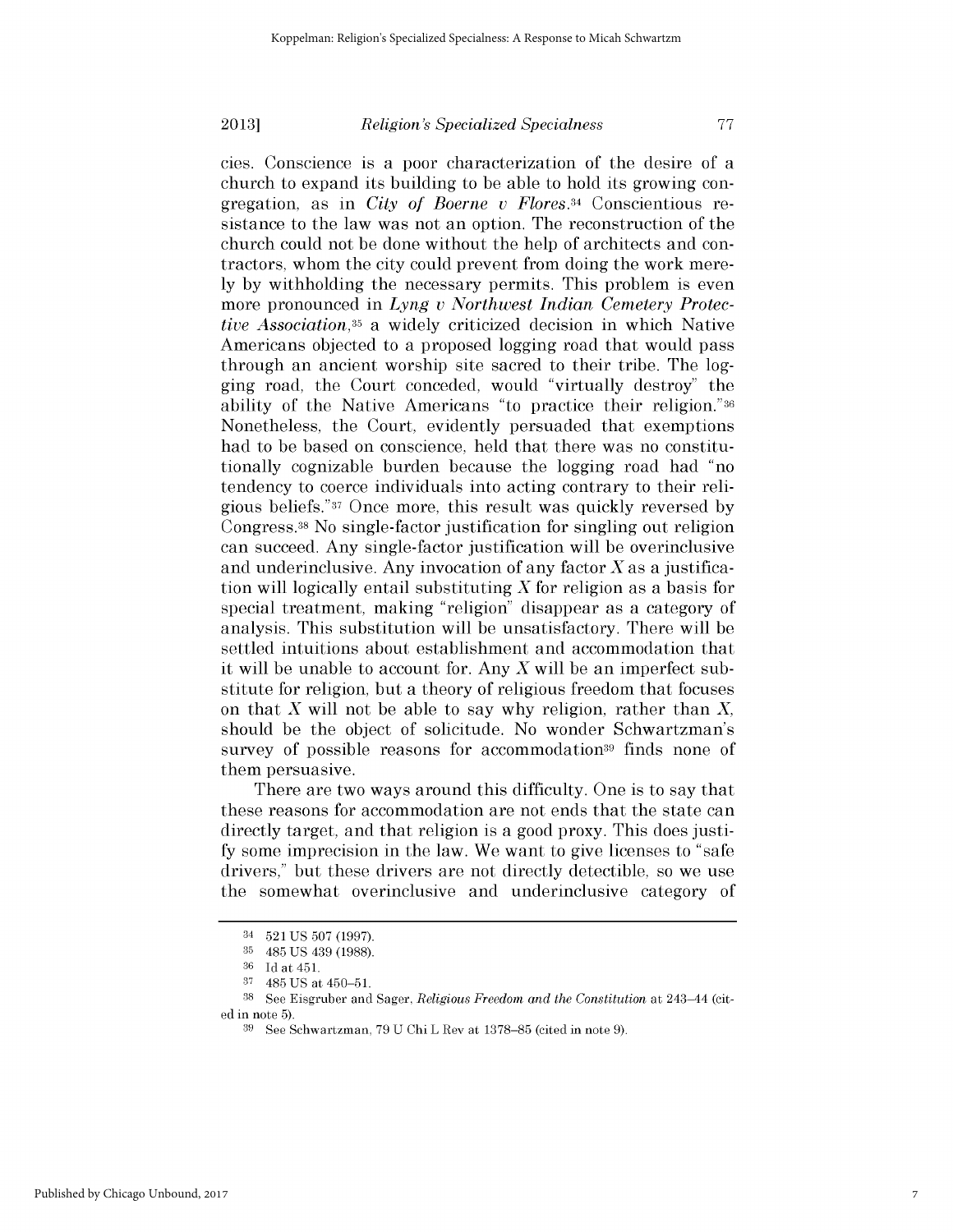cies. Conscience is a poor characterization of the desire of a church to expand its building to be able to hold its growing congregation, as in *City of Boerne v Flores*.[34] Conscientious resistance to the law was not an option. The reconstruction of the church could not be done without the help of architects and contractors, whom the city could prevent from doing the work merely by withholding the necessary permits. This problem is even more pronounced in *Lyng v Northwest Indian Cemetery Protective Association*,[35] a widely criticized decision in which Native Americans objected to a proposed logging road that would pass through an ancient worship site sacred to their tribe. The logging road, the Court conceded, would "virtually destroy" the ability of the Native Americans "to practice their religion."[36] Nonetheless, the Court, evidently persuaded that exemptions had to be based on conscience, held that there was no constitutionally cognizable burden because the logging road had "no tendency to coerce individuals into acting contrary to their religious beliefs."[37] Once more, this result was quickly reversed by Congress.[38] No single-factor justification for singling out religion can succeed. Any single-factor justification will be overinclusive and underinclusive. Any invocation of any factor *X* as a justification will logically entail substituting *X* for religion as a basis for special treatment, making "religion" disappear as a category of analysis. This substitution will be unsatisfactory. There will be settled intuitions about establishment and accommodation that it will be unable to account for. Any *X* will be an imperfect substitute for religion, but a theory of religious freedom that focuses on that *X* will not be able to say why religion, rather than *X*, should be the object of solicitude. No wonder Schwartzman's survey of possible reasons for accommodation[39] finds none of them persuasive.

There are two ways around this difficulty. One is to say that these reasons for accommodation are not ends that the state can directly target, and that religion is a good proxy. This does justify some imprecision in the law. We want to give licenses to "safe drivers," but these drivers are not directly detectible, so we use the somewhat overinclusive and underinclusive category of

---

[34] 521 US 507 (1997).

[35] 485 US 439 (1988).

[36] Id at 451.

[37] 485 US at 450–51.

[38] See Eisgruber and Sager, *Religious Freedom and the Constitution* at 243–44 (cited in note 5).

[39] See Schwartzman, 79 U Chi L Rev at 1378–85 (cited in note 9).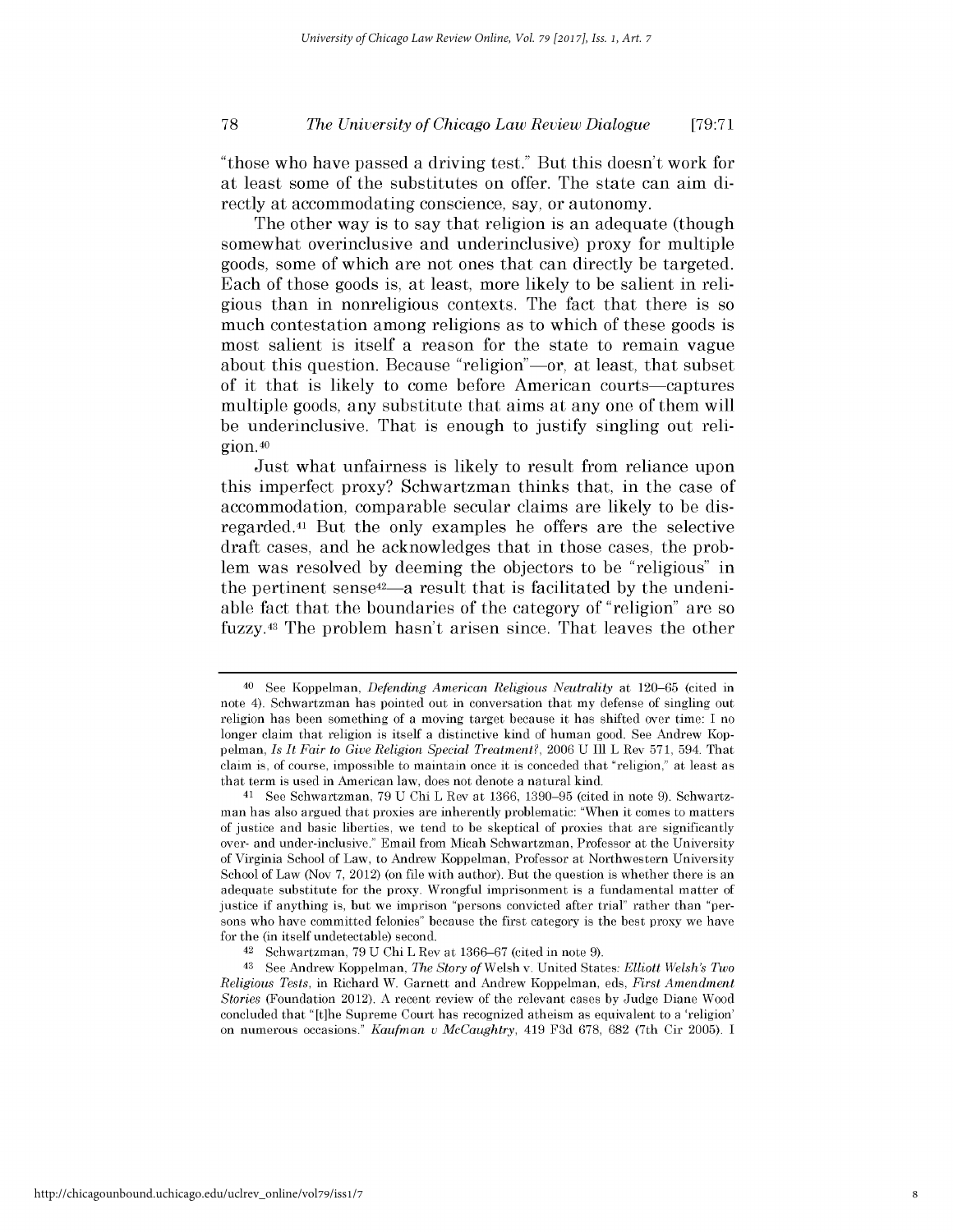"those who have passed a driving test." But this doesn't work for at least some of the substitutes on offer. The state can aim directly at accommodating conscience, say, or autonomy.

The other way is to say that religion is an adequate (though somewhat overinclusive and underinclusive) proxy for multiple goods, some of which are not ones that can directly be targeted. Each of those goods is, at least, more likely to be salient in religious than in nonreligious contexts. The fact that there is so much contestation among religions as to which of these goods is most salient is itself a reason for the state to remain vague about this question. Because "religion"—or, at least, that subset of it that is likely to come before American courts—captures multiple goods, any substitute that aims at any one of them will be underinclusive. That is enough to justify singling out religion.[40]

Just what unfairness is likely to result from reliance upon this imperfect proxy? Schwartzman thinks that, in the case of accommodation, comparable secular claims are likely to be disregarded.[41] But the only examples he offers are the selective draft cases, and he acknowledges that in those cases, the problem was resolved by deeming the objectors to be "religious" in the pertinent sense[42]—a result that is facilitated by the undeniable fact that the boundaries of the category of "religion" are so fuzzy.[43] The problem hasn't arisen since. That leaves the other

---

[40] See Koppelman, *Defending American Religious Neutrality* at 120–65 (cited in note 4). Schwartzman has pointed out in conversation that my defense of singling out religion has been something of a moving target because it has shifted over time: I no longer claim that religion is itself a distinctive kind of human good. See Andrew Koppelman, *Is It Fair to Give Religion Special Treatment?*, 2006 U Ill L Rev 571, 594. That claim is, of course, impossible to maintain once it is conceded that "religion," at least as that term is used in American law, does not denote a natural kind.

[41] See Schwartzman, 79 U Chi L Rev at 1366, 1390–95 (cited in note 9). Schwartzman has also argued that proxies are inherently problematic: "When it comes to matters of justice and basic liberties, we tend to be skeptical of proxies that are significantly over- and under-inclusive." Email from Micah Schwartzman, Professor at the University of Virginia School of Law, to Andrew Koppelman, Professor at Northwestern University School of Law (Nov 7, 2012) (on file with author). But the question is whether there is an adequate substitute for the proxy. Wrongful imprisonment is a fundamental matter of justice if anything is, but we imprison "persons convicted after trial" rather than "persons who have committed felonies" because the first category is the best proxy we have for the (in itself undetectable) second.

[42] Schwartzman, 79 U Chi L Rev at 1366–67 (cited in note 9).

[43] See Andrew Koppelman, *The Story of* Welsh v. United States: *Elliott Welsh's Two Religious Tests*, in Richard W. Garnett and Andrew Koppelman, eds, *First Amendment Stories* (Foundation 2012). A recent review of the relevant cases by Judge Diane Wood concluded that "[t]he Supreme Court has recognized atheism as equivalent to a 'religion' on numerous occasions." *Kaufman v McCaughtry*, 419 F3d 678, 682 (7th Cir 2005). I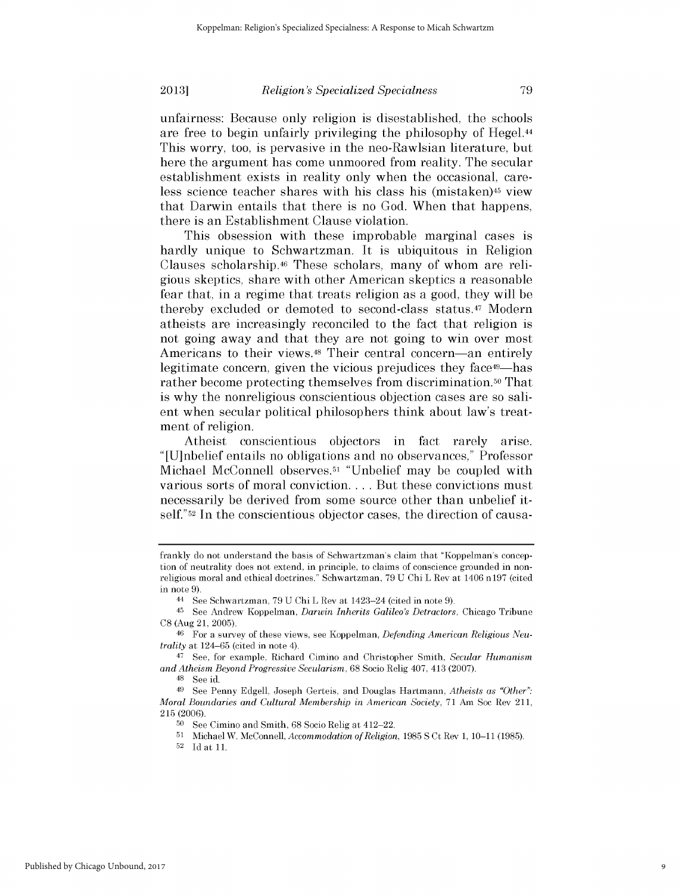unfairness: Because only religion is disestablished, the schools are free to begin unfairly privileging the philosophy of Hegel.[44] This worry, too, is pervasive in the neo-Rawlsian literature, but here the argument has come unmoored from reality. The secular establishment exists in reality only when the occasional, careless science teacher shares with his class his (mistaken)[45] view that Darwin entails that there is no God. When that happens, there is an Establishment Clause violation.

This obsession with these improbable marginal cases is hardly unique to Schwartzman. It is ubiquitous in Religion Clauses scholarship.[46] These scholars, many of whom are religious skeptics, share with other American skeptics a reasonable fear that, in a regime that treats religion as a good, they will be thereby excluded or demoted to second-class status.[47] Modern atheists are increasingly reconciled to the fact that religion is not going away and that they are not going to win over most Americans to their views.[48] Their central concern—an entirely legitimate concern, given the vicious prejudices they face[49]—has rather become protecting themselves from discrimination.[50] That is why the nonreligious conscientious objection cases are so salient when secular political philosophers think about law's treatment of religion.

Atheist conscientious objectors in fact rarely arise. "[U]nbelief entails no obligations and no observances," Professor Michael McConnell observes.[51] "Unbelief may be coupled with various sorts of moral conviction. . . . But these convictions must necessarily be derived from some source other than unbelief itself."[52] In the conscientious objector cases, the direction of causa-

---

frankly do not understand the basis of Schwartzman's claim that "Koppelman's conception of neutrality does not extend, in principle, to claims of conscience grounded in nonreligious moral and ethical doctrines." Schwartzman, 79 U Chi L Rev at 1406 n197 (cited in note 9).

[44] See Schwartzman, 79 U Chi L Rev at 1423–24 (cited in note 9).

[45] See Andrew Koppelman, *Darwin Inherits Galileo's Detractors*, Chicago Tribune C8 (Aug 21, 2005).

[46] For a survey of these views, see Koppelman, *Defending American Religious Neutrality* at 124–65 (cited in note 4).

[47] See, for example, Richard Cimino and Christopher Smith, *Secular Humanism and Atheism Beyond Progressive Secularism*, 68 Socio Relig 407, 413 (2007).

[48] See id.

[49] See Penny Edgell, Joseph Gerteis, and Douglas Hartmann, *Atheists as "Other": Moral Boundaries and Cultural Membership in American Society*, 71 Am Soc Rev 211, 215 (2006).

[50] See Cimino and Smith, 68 Socio Relig at 412–22.

[51] Michael W. McConnell, *Accommodation of Religion*, 1985 S Ct Rev 1, 10–11 (1985).

[52] Id at 11.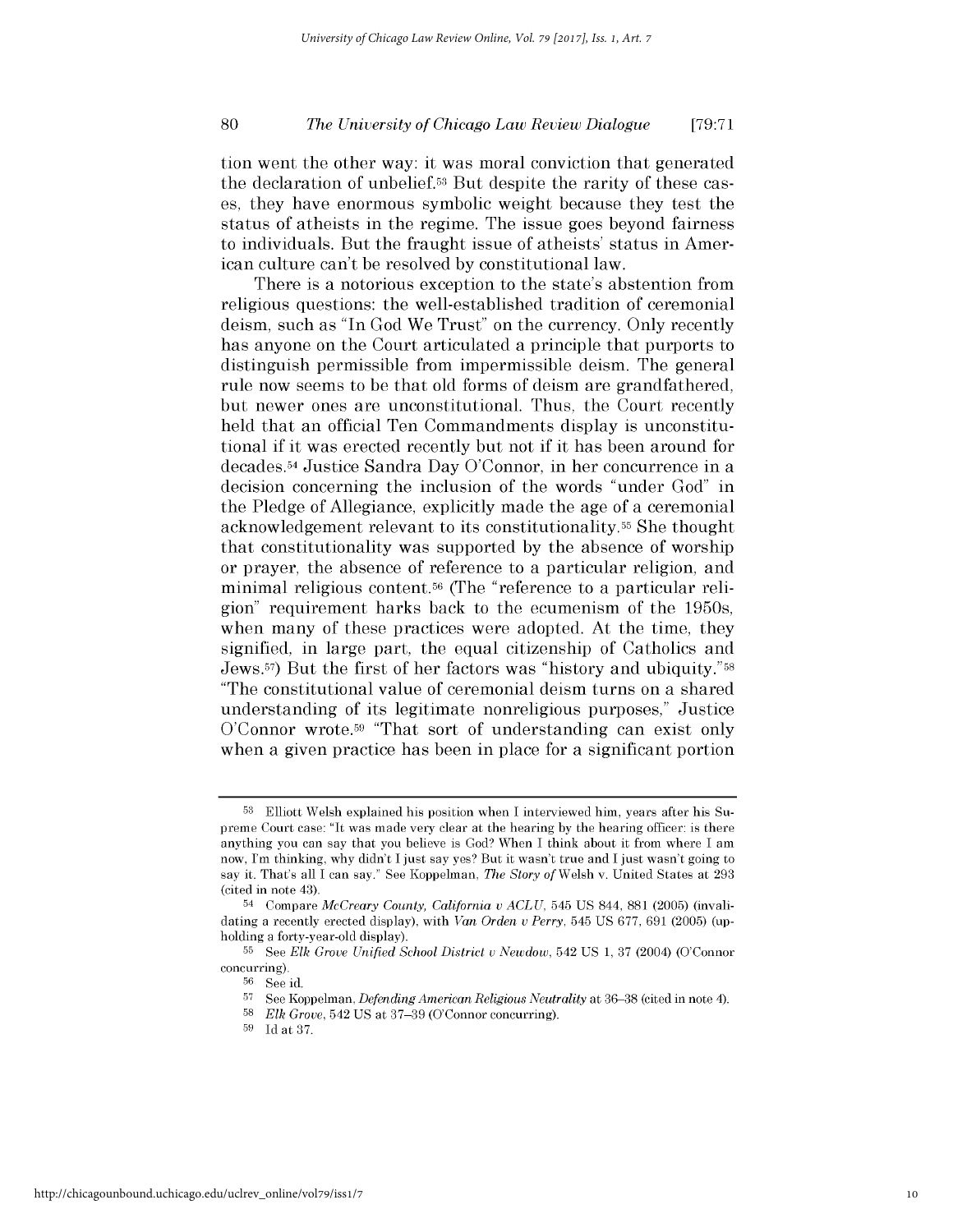tion went the other way: it was moral conviction that generated the declaration of unbelief.[53] But despite the rarity of these cases, they have enormous symbolic weight because they test the status of atheists in the regime. The issue goes beyond fairness to individuals. But the fraught issue of atheists' status in American culture can't be resolved by constitutional law.

There is a notorious exception to the state's abstention from religious questions: the well-established tradition of ceremonial deism, such as "In God We Trust" on the currency. Only recently has anyone on the Court articulated a principle that purports to distinguish permissible from impermissible deism. The general rule now seems to be that old forms of deism are grandfathered, but newer ones are unconstitutional. Thus, the Court recently held that an official Ten Commandments display is unconstitutional if it was erected recently but not if it has been around for decades.[54] Justice Sandra Day O'Connor, in her concurrence in a decision concerning the inclusion of the words "under God" in the Pledge of Allegiance, explicitly made the age of a ceremonial acknowledgement relevant to its constitutionality.[55] She thought that constitutionality was supported by the absence of worship or prayer, the absence of reference to a particular religion, and minimal religious content.[56] (The "reference to a particular religion" requirement harks back to the ecumenism of the 1950s, when many of these practices were adopted. At the time, they signified, in large part, the equal citizenship of Catholics and Jews.[57]) But the first of her factors was "history and ubiquity."[58] "The constitutional value of ceremonial deism turns on a shared understanding of its legitimate nonreligious purposes," Justice O'Connor wrote.[59] "That sort of understanding can exist only when a given practice has been in place for a significant portion

---

[53] Elliott Welsh explained his position when I interviewed him, years after his Supreme Court case: "It was made very clear at the hearing by the hearing officer: is there anything you can say that you believe is God? When I think about it from where I am now, I'm thinking, why didn't I just say yes? But it wasn't true and I just wasn't going to say it. That's all I can say." See Koppelman, *The Story of* Welsh v. United States at 293 (cited in note 43).

[54] Compare *McCreary County, California v ACLU*, 545 US 844, 881 (2005) (invalidating a recently erected display), with *Van Orden v Perry*, 545 US 677, 691 (2005) (upholding a forty-year-old display).

[55] See *Elk Grove Unified School District v Newdow*, 542 US 1, 37 (2004) (O'Connor concurring).

[56] See id.

[57] See Koppelman, *Defending American Religious Neutrality* at 36–38 (cited in note 4).

[58] *Elk Grove*, 542 US at 37–39 (O'Connor concurring).

[59] Id at 37.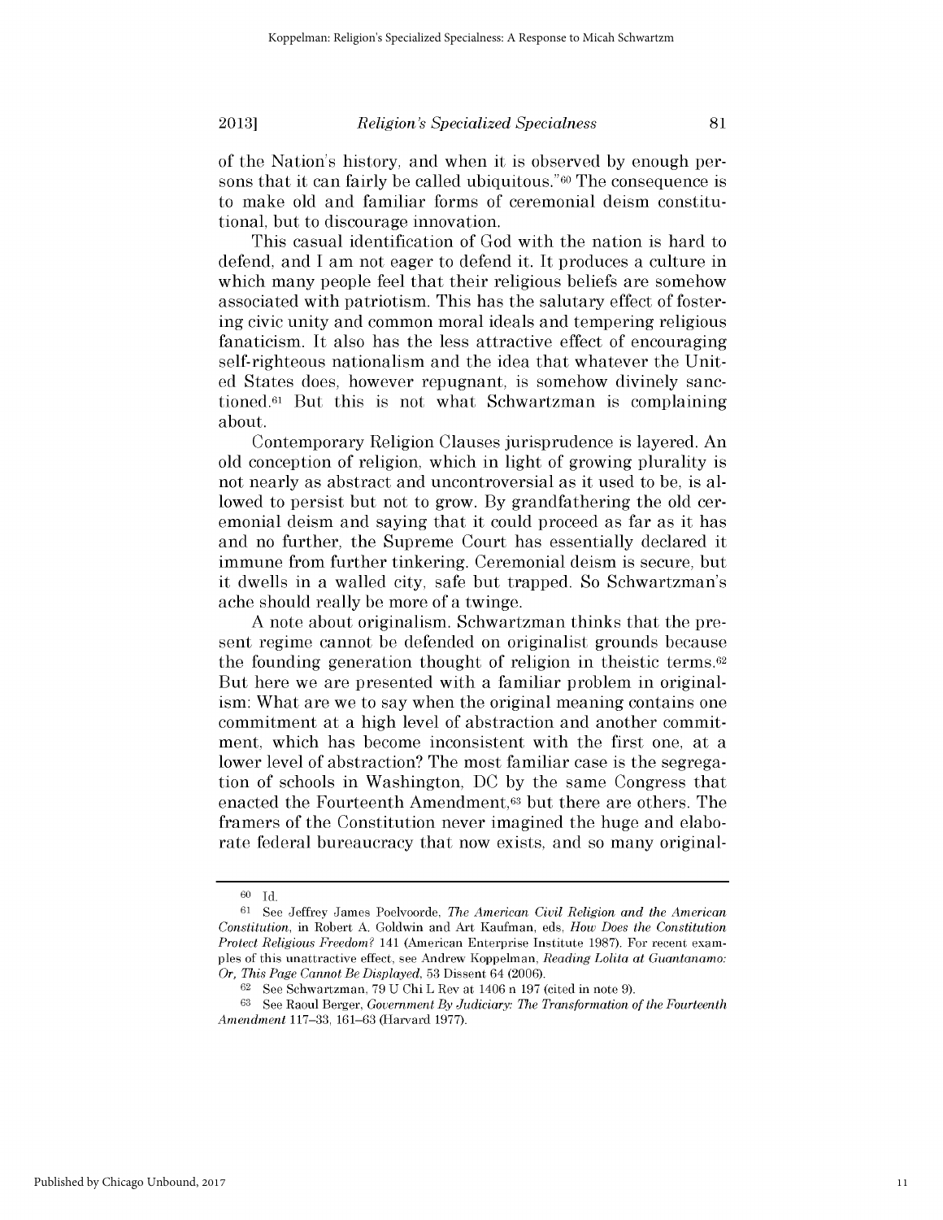of the Nation's history, and when it is observed by enough persons that it can fairly be called ubiquitous."[60] The consequence is to make old and familiar forms of ceremonial deism constitutional, but to discourage innovation.

This casual identification of God with the nation is hard to defend, and I am not eager to defend it. It produces a culture in which many people feel that their religious beliefs are somehow associated with patriotism. This has the salutary effect of fostering civic unity and common moral ideals and tempering religious fanaticism. It also has the less attractive effect of encouraging self-righteous nationalism and the idea that whatever the United States does, however repugnant, is somehow divinely sanctioned.[61] But this is not what Schwartzman is complaining about.

Contemporary Religion Clauses jurisprudence is layered. An old conception of religion, which in light of growing plurality is not nearly as abstract and uncontroversial as it used to be, is allowed to persist but not to grow. By grandfathering the old ceremonial deism and saying that it could proceed as far as it has and no further, the Supreme Court has essentially declared it immune from further tinkering. Ceremonial deism is secure, but it dwells in a walled city, safe but trapped. So Schwartzman's ache should really be more of a twinge.

A note about originalism. Schwartzman thinks that the present regime cannot be defended on originalist grounds because the founding generation thought of religion in theistic terms.[62] But here we are presented with a familiar problem in originalism: What are we to say when the original meaning contains one commitment at a high level of abstraction and another commitment, which has become inconsistent with the first one, at a lower level of abstraction? The most familiar case is the segregation of schools in Washington, DC by the same Congress that enacted the Fourteenth Amendment,[63] but there are others. The framers of the Constitution never imagined the huge and elaborate federal bureaucracy that now exists, and so many original-

---

[60] Id.

[61] See Jeffrey James Poelvoorde, *The American Civil Religion and the American Constitution*, in Robert A. Goldwin and Art Kaufman, eds, *How Does the Constitution Protect Religious Freedom?* 141 (American Enterprise Institute 1987). For recent examples of this unattractive effect, see Andrew Koppelman, *Reading Lolita at Guantanamo: Or, This Page Cannot Be Displayed*, 53 Dissent 64 (2006).

[62] See Schwartzman, 79 U Chi L Rev at 1406 n 197 (cited in note 9).

[63] See Raoul Berger, *Government By Judiciary: The Transformation of the Fourteenth Amendment* 117–33, 161–63 (Harvard 1977).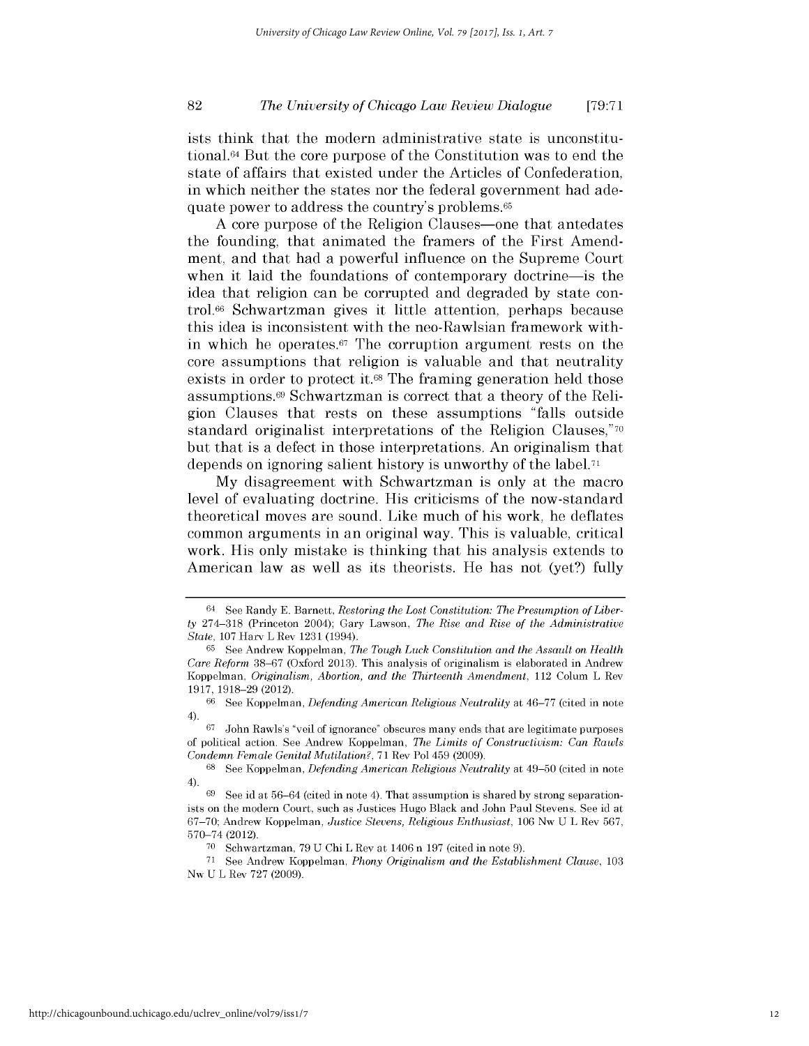ists think that the modern administrative state is unconstitutional.[64] But the core purpose of the Constitution was to end the state of affairs that existed under the Articles of Confederation, in which neither the states nor the federal government had adequate power to address the country's problems.[65]

A core purpose of the Religion Clauses—one that antedates the founding, that animated the framers of the First Amendment, and that had a powerful influence on the Supreme Court when it laid the foundations of contemporary doctrine—is the idea that religion can be corrupted and degraded by state control.[66] Schwartzman gives it little attention, perhaps because this idea is inconsistent with the neo-Rawlsian framework within which he operates.[67] The corruption argument rests on the core assumptions that religion is valuable and that neutrality exists in order to protect it.[68] The framing generation held those assumptions.[69] Schwartzman is correct that a theory of the Religion Clauses that rests on these assumptions "falls outside standard originalist interpretations of the Religion Clauses,"[70] but that is a defect in those interpretations. An originalism that depends on ignoring salient history is unworthy of the label.[71]

My disagreement with Schwartzman is only at the macro level of evaluating doctrine. His criticisms of the now-standard theoretical moves are sound. Like much of his work, he deflates common arguments in an original way. This is valuable, critical work. His only mistake is thinking that his analysis extends to American law as well as its theorists. He has not (yet?) fully

---

[64] See Randy E. Barnett, *Restoring the Lost Constitution: The Presumption of Liberty* 274–318 (Princeton 2004); Gary Lawson, *The Rise and Rise of the Administrative State*, 107 Harv L Rev 1231 (1994).

[65] See Andrew Koppelman, *The Tough Luck Constitution and the Assault on Health Care Reform* 38–67 (Oxford 2013). This analysis of originalism is elaborated in Andrew Koppelman, *Originalism, Abortion, and the Thirteenth Amendment*, 112 Colum L Rev 1917, 1918–29 (2012).

[66] See Koppelman, *Defending American Religious Neutrality* at 46–77 (cited in note 4).

[67] John Rawls's "veil of ignorance" obscures many ends that are legitimate purposes of political action. See Andrew Koppelman, *The Limits of Constructivism: Can Rawls Condemn Female Genital Mutilation?*, 71 Rev Pol 459 (2009).

[68] See Koppelman, *Defending American Religious Neutrality* at 49–50 (cited in note 4).

[69] See id at 56–64 (cited in note 4). That assumption is shared by strong separationists on the modern Court, such as Justices Hugo Black and John Paul Stevens. See id at 67–70; Andrew Koppelman, *Justice Stevens, Religious Enthusiast*, 106 Nw U L Rev 567, 570–74 (2012).

[70] Schwartzman, 79 U Chi L Rev at 1406 n 197 (cited in note 9).

[71] See Andrew Koppelman, *Phony Originalism and the Establishment Clause*, 103 Nw U L Rev 727 (2009).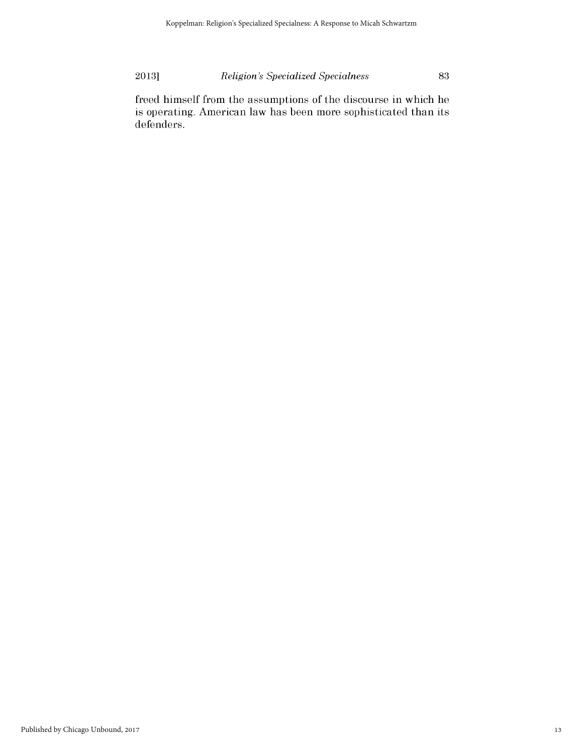freed himself from the assumptions of the discourse in which he is operating. American law has been more sophisticated than its defenders.